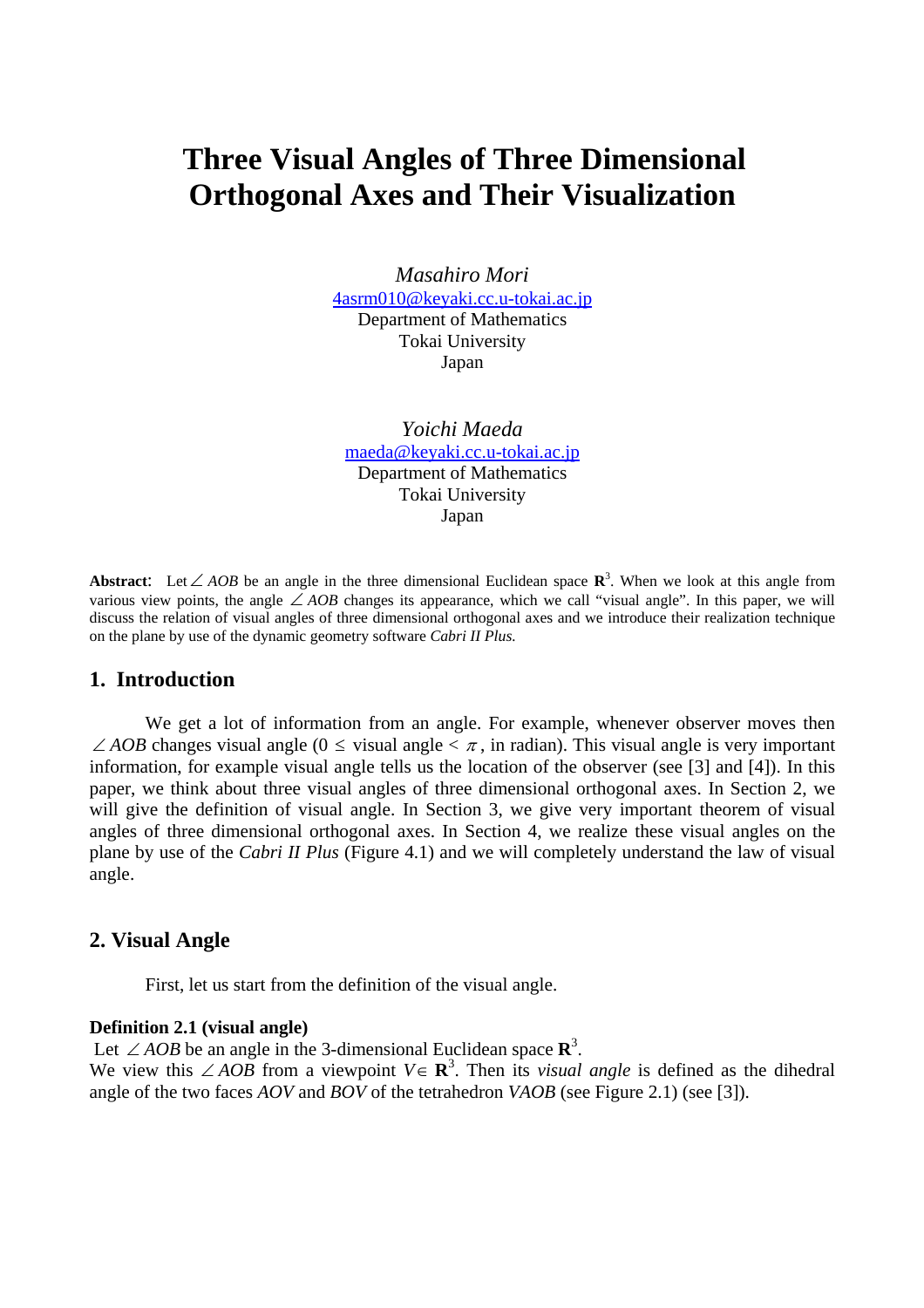# Three Visual Angles of Three Dimensional Orthogonal Axes and Their Visualization

*Masahiro Mori*
4asrm010@keyaki.cc.u-tokai.ac.jp
Department of Mathematics
Tokai University
Japan

*Yoichi Maeda*
maeda@keyaki.cc.u-tokai.ac.jp
Department of Mathematics
Tokai University
Japan

**Abstract**: Let $\angle AOB$ be an angle in the three dimensional Euclidean space $\mathbf{R}^3$. When we look at this angle from various view points, the angle $\angle AOB$ changes its appearance, which we call "visual angle". In this paper, we will discuss the relation of visual angles of three dimensional orthogonal axes and we introduce their realization technique on the plane by use of the dynamic geometry software *Cabri II Plus.*

## 1. Introduction

We get a lot of information from an angle. For example, whenever observer moves then $\angle AOB$ changes visual angle ($0 \leq$ visual angle $< \pi$, in radian). This visual angle is very important information, for example visual angle tells us the location of the observer (see [3] and [4]). In this paper, we think about three visual angles of three dimensional orthogonal axes. In Section 2, we will give the definition of visual angle. In Section 3, we give very important theorem of visual angles of three dimensional orthogonal axes. In Section 4, we realize these visual angles on the plane by use of the *Cabri II Plus* (Figure 4.1) and we will completely understand the law of visual angle.

## 2. Visual Angle

First, let us start from the definition of the visual angle.

**Definition 2.1 (visual angle)**
Let $\angle AOB$ be an angle in the 3-dimensional Euclidean space $\mathbf{R}^3$.
We view this $\angle AOB$ from a viewpoint $V \in \mathbf{R}^3$. Then its *visual angle* is defined as the dihedral angle of the two faces *AOV* and *BOV* of the tetrahedron *VAOB* (see Figure 2.1) (see [3]).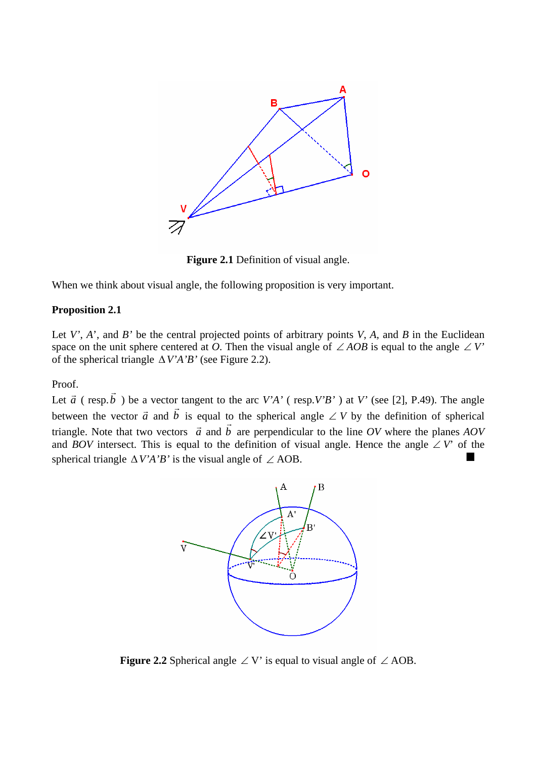**Figure 2.1** Definition of visual angle.

When we think about visual angle, the following proposition is very important.

**Proposition 2.1**

Let $V'$, $A'$, and $B'$ be the central projected points of arbitrary points $V$, $A$, and $B$ in the Euclidean space on the unit sphere centered at $O$. Then the visual angle of $\angle AOB$ is equal to the angle $\angle V'$ of the spherical triangle $\Delta V'A'B'$ (see Figure 2.2).

Proof.
Let $\vec{a}$ ( resp. $\vec{b}$ ) be a vector tangent to the arc $V'A'$ ( resp. $V'B'$ ) at $V'$ (see [2], P.49). The angle between the vector $\vec{a}$ and $\vec{b}$ is equal to the spherical angle $\angle V$ by the definition of spherical triangle. Note that two vectors $\vec{a}$ and $\vec{b}$ are perpendicular to the line $OV$ where the planes $AOV$ and $BOV$ intersect. This is equal to the definition of visual angle. Hence the angle $\angle V'$ of the spherical triangle $\Delta V'A'B'$ is the visual angle of $\angle$ AOB. ■

**Figure 2.2** Spherical angle $\angle$ V' is equal to visual angle of $\angle$ AOB.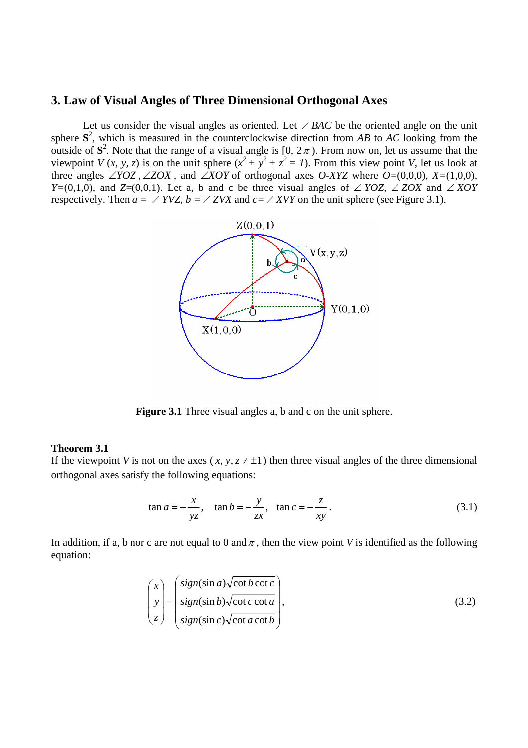## 3. Law of Visual Angles of Three Dimensional Orthogonal Axes

Let us consider the visual angles as oriented. Let $\angle BAC$ be the oriented angle on the unit sphere $\mathbf{S}^2$, which is measured in the counterclockwise direction from *AB* to *AC* looking from the outside of $\mathbf{S}^2$. Note that the range of a visual angle is $[0, 2\pi)$. From now on, let us assume that the viewpoint $V(x, y, z)$ is on the unit sphere ($x^2 + y^2 + z^2 = 1$). From this view point *V*, let us look at three angles $\angle YOZ$, $\angle ZOX$, and $\angle XOY$ of orthogonal axes *O-XYZ* where $O=(0,0,0)$, $X=(1,0,0)$, $Y=(0,1,0)$, and $Z=(0,0,1)$. Let a, b and c be three visual angles of $\angle YOZ$, $\angle ZOX$ and $\angle XOY$ respectively. Then $a = \angle YVZ$, $b = \angle ZVX$ and $c = \angle XVY$ on the unit sphere (see Figure 3.1).

**Figure 3.1** Three visual angles a, b and c on the unit sphere.

**Theorem 3.1**
If the viewpoint *V* is not on the axes ($x, y, z \neq \pm 1$) then three visual angles of the three dimensional orthogonal axes satisfy the following equations:

$$\tan a = -\frac{x}{yz}, \quad \tan b = -\frac{y}{zx}, \quad \tan c = -\frac{z}{xy}. \tag{3.1}$$

In addition, if a, b nor c are not equal to 0 and $\pi$, then the view point *V* is identified as the following equation:

$$\begin{pmatrix} x \\ y \\ z \end{pmatrix} = \begin{pmatrix} sign(\sin a)\sqrt{\cot b \cot c} \\ sign(\sin b)\sqrt{\cot c \cot a} \\ sign(\sin c)\sqrt{\cot a \cot b} \end{pmatrix}, \tag{3.2}$$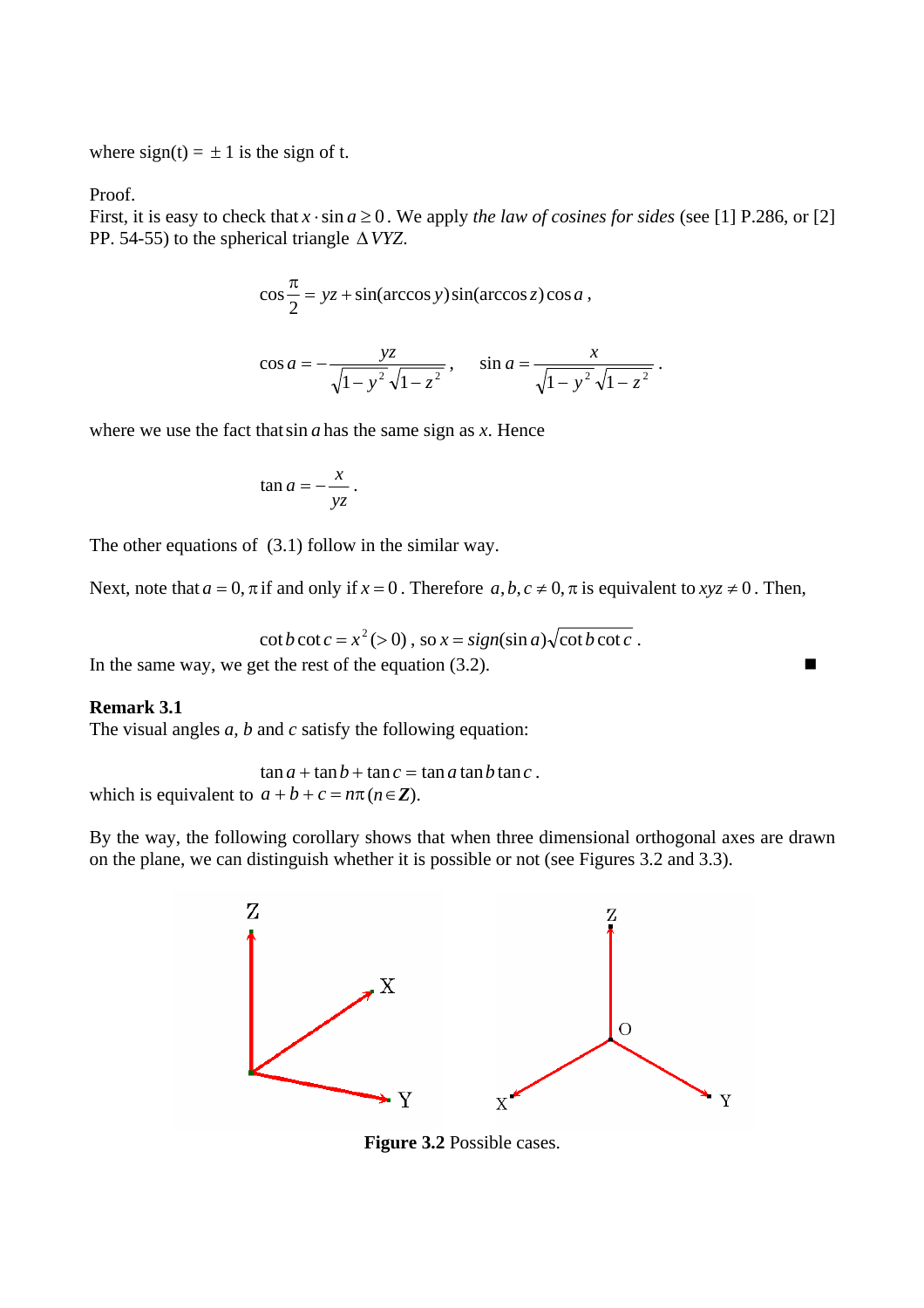where sign(t) = $\pm 1$ is the sign of t.

Proof.
First, it is easy to check that $x \cdot \sin a \geq 0$. We apply *the law of cosines for sides* (see [1] P.286, or [2] PP. 54-55) to the spherical triangle $\Delta VYZ$.

$$\cos\frac{\pi}{2} = yz + \sin(\arccos y)\sin(\arccos z)\cos a\,,$$

$$\cos a = -\frac{yz}{\sqrt{1-y^2}\sqrt{1-z^2}}\,, \qquad \sin a = \frac{x}{\sqrt{1-y^2}\sqrt{1-z^2}}\,.$$

where we use the fact that $\sin a$ has the same sign as $x$. Hence

$$\tan a = -\frac{x}{yz}\,.$$

The other equations of (3.1) follow in the similar way.

Next, note that $a = 0, \pi$ if and only if $x = 0$. Therefore $a, b, c \neq 0, \pi$ is equivalent to $xyz \neq 0$. Then,

$$\cot b \cot c = x^2 (>0)\,,\ \text{so}\ x = sign(\sin a)\sqrt{\cot b \cot c}\,.$$

In the same way, we get the rest of the equation (3.2). ■

**Remark 3.1**
The visual angles $a$, $b$ and $c$ satisfy the following equation:

$$\tan a + \tan b + \tan c = \tan a \tan b \tan c\,.$$

which is equivalent to $a + b + c = n\pi\ (n \in \boldsymbol{Z})$.

By the way, the following corollary shows that when three dimensional orthogonal axes are drawn on the plane, we can distinguish whether it is possible or not (see Figures 3.2 and 3.3).

**Figure 3.2** Possible cases.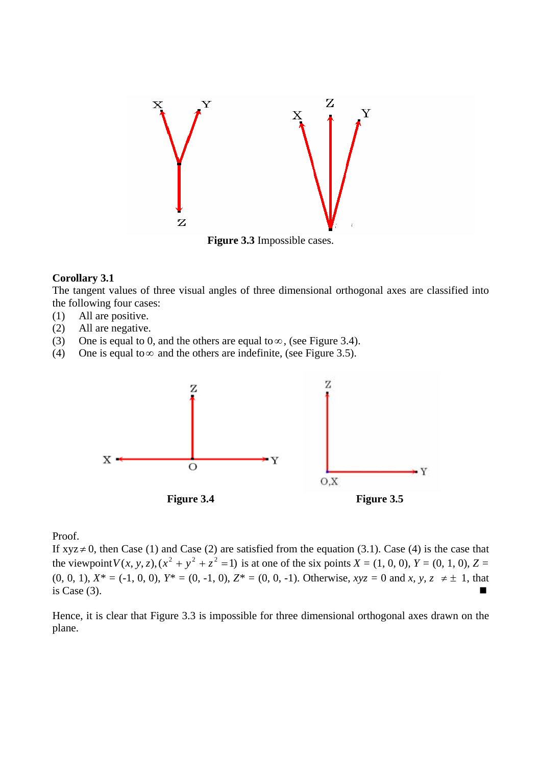**Figure 3.3** Impossible cases.

**Corollary 3.1**

The tangent values of three visual angles of three dimensional orthogonal axes are classified into the following four cases:

(1) All are positive.
(2) All are negative.
(3) One is equal to 0, and the others are equal to $\infty$, (see Figure 3.4).
(4) One is equal to $\infty$ and the others are indefinite, (see Figure 3.5).

**Figure 3.4** **Figure 3.5**

Proof.

If $xyz \neq 0$, then Case (1) and Case (2) are satisfied from the equation (3.1). Case (4) is the case that the viewpoint $V(x, y, z), (x^2 + y^2 + z^2 = 1)$ is at one of the six points $X$ = (1, 0, 0), $Y$ = (0, 1, 0), $Z$ = (0, 0, 1), $X^*$ = (-1, 0, 0), $Y^*$ = (0, -1, 0), $Z^*$ = (0, 0, -1). Otherwise, $xyz$ = 0 and $x, y, z \neq \pm 1$, that is Case (3). ■

Hence, it is clear that Figure 3.3 is impossible for three dimensional orthogonal axes drawn on the plane.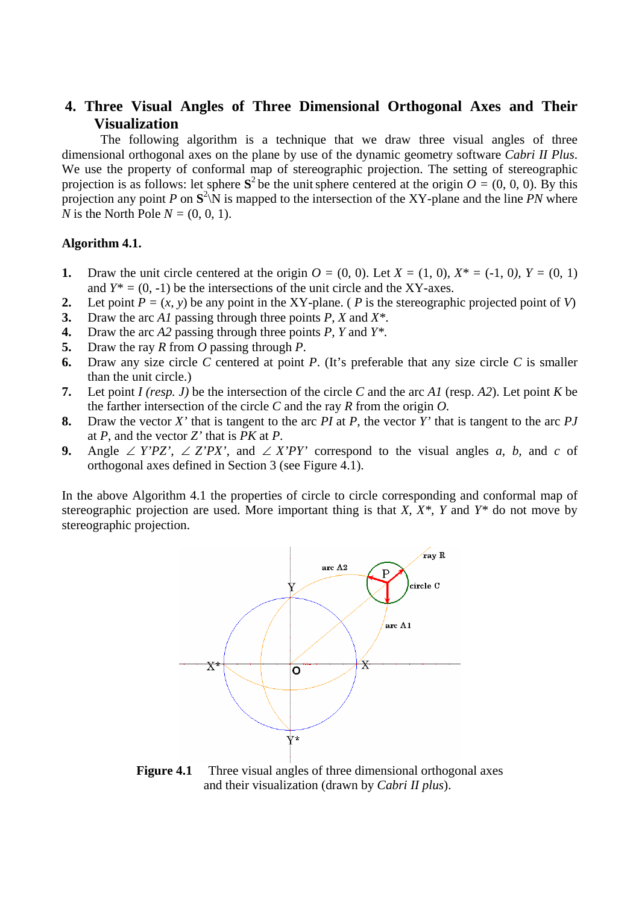## 4. Three Visual Angles of Three Dimensional Orthogonal Axes and Their Visualization

The following algorithm is a technique that we draw three visual angles of three dimensional orthogonal axes on the plane by use of the dynamic geometry software *Cabri II Plus*. We use the property of conformal map of stereographic projection. The setting of stereographic projection is as follows: let sphere $\mathbf{S}^2$ be the unit sphere centered at the origin $O = (0, 0, 0)$. By this projection any point $P$ on $\mathbf{S}^2 \backslash N$ is mapped to the intersection of the XY-plane and the line $PN$ where $N$ is the North Pole $N = (0, 0, 1)$.

**Algorithm 4.1.**

1. Draw the unit circle centered at the origin $O = (0, 0)$. Let $X = (1, 0)$, $X^* = (-1, 0)$, $Y = (0, 1)$ and $Y^* = (0, -1)$ be the intersections of the unit circle and the XY-axes.
2. Let point $P = (x, y)$ be any point in the XY-plane. ( $P$ is the stereographic projected point of $V$)
3. Draw the arc *A1* passing through three points $P$, $X$ and $X^*$.
4. Draw the arc *A2* passing through three points $P$, $Y$ and $Y^*$.
5. Draw the ray $R$ from $O$ passing through $P$.
6. Draw any size circle $C$ centered at point $P$. (It's preferable that any size circle $C$ is smaller than the unit circle.)
7. Let point $I$ *(resp. J)* be the intersection of the circle $C$ and the arc *A1* (resp. *A2*). Let point $K$ be the farther intersection of the circle $C$ and the ray $R$ from the origin $O$.
8. Draw the vector $X'$ that is tangent to the arc $PI$ at $P$, the vector $Y'$ that is tangent to the arc $PJ$ at $P$, and the vector $Z'$ that is $PK$ at $P$.
9. Angle $\angle Y'PZ'$, $\angle Z'PX'$, and $\angle X'PY'$ correspond to the visual angles $a$, $b$, and $c$ of orthogonal axes defined in Section 3 (see Figure 4.1).

In the above Algorithm 4.1 the properties of circle to circle corresponding and conformal map of stereographic projection are used. More important thing is that $X$, $X^*$, $Y$ and $Y^*$ do not move by stereographic projection.

**Figure 4.1** Three visual angles of three dimensional orthogonal axes and their visualization (drawn by *Cabri II plus*).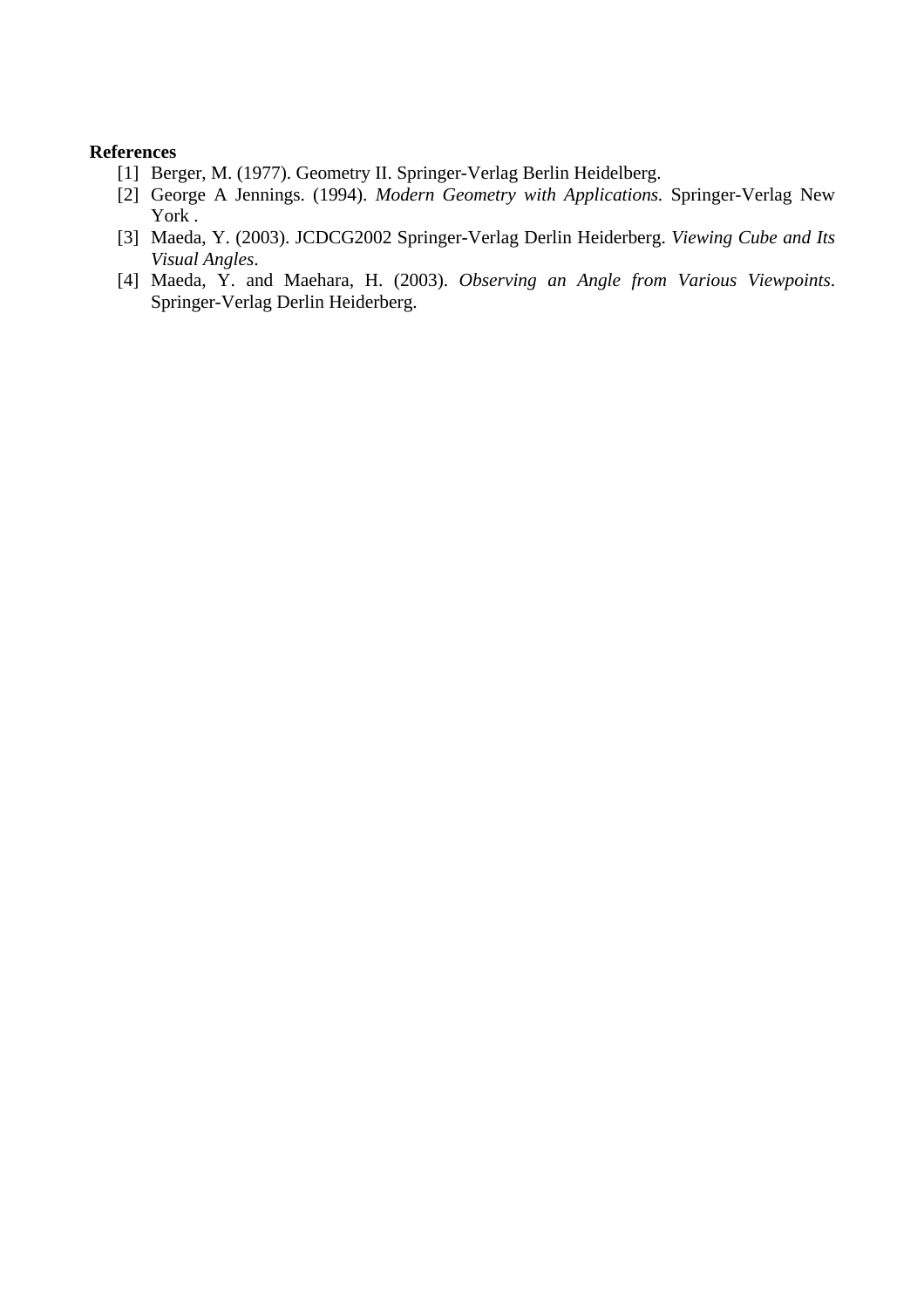**References**

[1] Berger, M. (1977). Geometry II. Springer-Verlag Berlin Heidelberg.

[2] George A Jennings. (1994). *Modern Geometry with Applications*. Springer-Verlag New York .

[3] Maeda, Y. (2003). JCDCG2002 Springer-Verlag Derlin Heiderberg. *Viewing Cube and Its Visual Angles*.

[4] Maeda, Y. and Maehara, H. (2003). *Observing an Angle from Various Viewpoints*. Springer-Verlag Derlin Heiderberg.